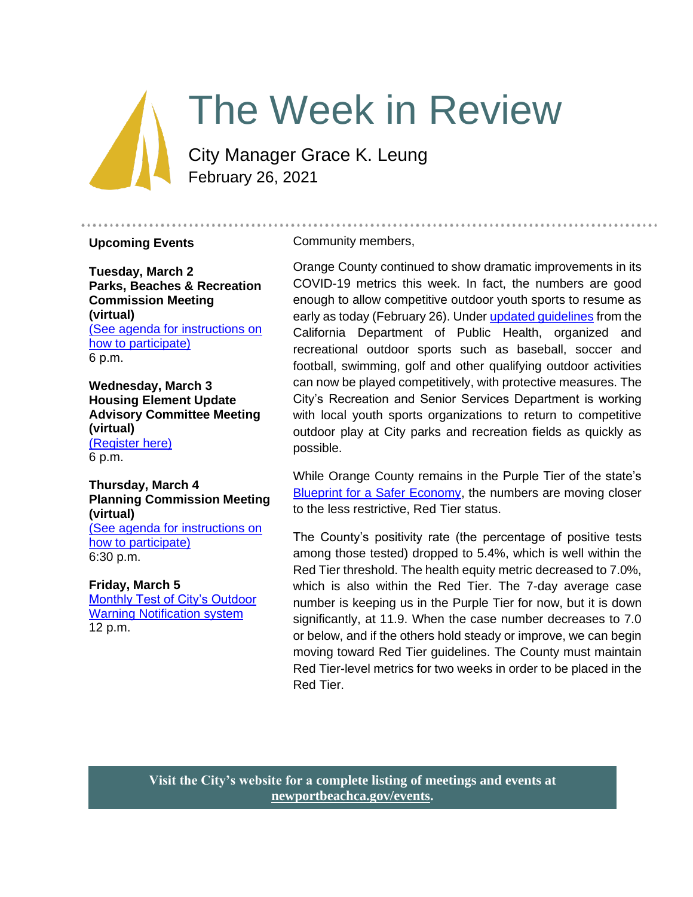# The Week in Review

City Manager Grace K. Leung
February 26, 2021

### Upcoming Events

**Tuesday, March 2**
**Parks, Beaches & Recreation Commission Meeting (virtual)**
(See agenda for instructions on how to participate)
6 p.m.

**Wednesday, March 3**
**Housing Element Update Advisory Committee Meeting (virtual)**
(Register here)
6 p.m.

**Thursday, March 4**
**Planning Commission Meeting (virtual)**
(See agenda for instructions on how to participate)
6:30 p.m.

**Friday, March 5**
Monthly Test of City's Outdoor Warning Notification system
12 p.m.

Community members,

Orange County continued to show dramatic improvements in its COVID-19 metrics this week. In fact, the numbers are good enough to allow competitive outdoor youth sports to resume as early as today (February 26). Under updated guidelines from the California Department of Public Health, organized and recreational outdoor sports such as baseball, soccer and football, swimming, golf and other qualifying outdoor activities can now be played competitively, with protective measures. The City's Recreation and Senior Services Department is working with local youth sports organizations to return to competitive outdoor play at City parks and recreation fields as quickly as possible.

While Orange County remains in the Purple Tier of the state's Blueprint for a Safer Economy, the numbers are moving closer to the less restrictive, Red Tier status.

The County's positivity rate (the percentage of positive tests among those tested) dropped to 5.4%, which is well within the Red Tier threshold. The health equity metric decreased to 7.0%, which is also within the Red Tier. The 7-day average case number is keeping us in the Purple Tier for now, but it is down significantly, at 11.9. When the case number decreases to 7.0 or below, and if the others hold steady or improve, we can begin moving toward Red Tier guidelines. The County must maintain Red Tier-level metrics for two weeks in order to be placed in the Red Tier.

**Visit the City's website for a complete listing of meetings and events at newportbeachca.gov/events.**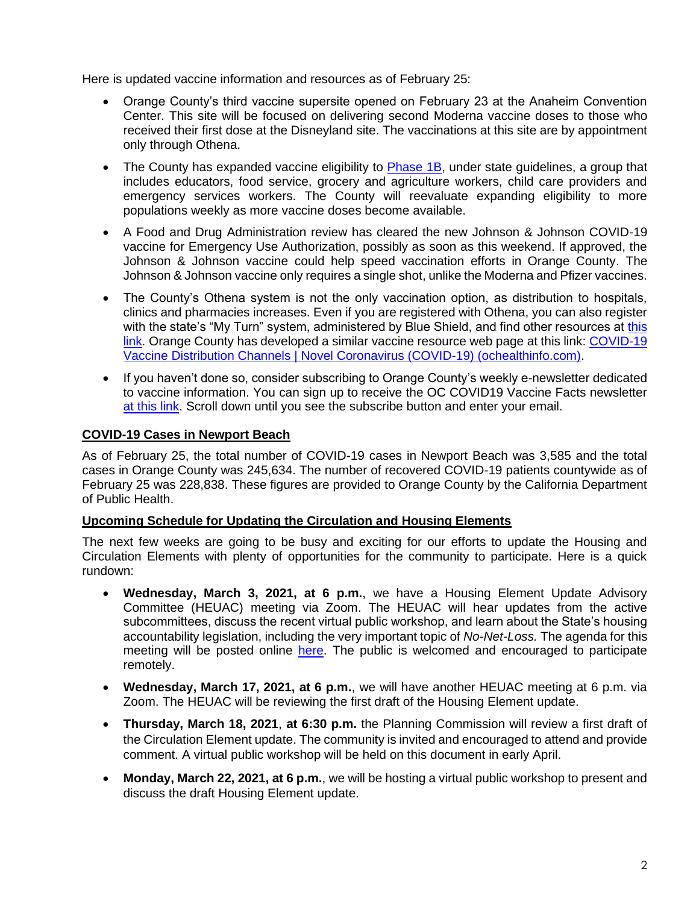Here is updated vaccine information and resources as of February 25:

- Orange County's third vaccine supersite opened on February 23 at the Anaheim Convention Center. This site will be focused on delivering second Moderna vaccine doses to those who received their first dose at the Disneyland site. The vaccinations at this site are by appointment only through Othena.
- The County has expanded vaccine eligibility to Phase 1B, under state guidelines, a group that includes educators, food service, grocery and agriculture workers, child care providers and emergency services workers. The County will reevaluate expanding eligibility to more populations weekly as more vaccine doses become available.
- A Food and Drug Administration review has cleared the new Johnson & Johnson COVID-19 vaccine for Emergency Use Authorization, possibly as soon as this weekend. If approved, the Johnson & Johnson vaccine could help speed vaccination efforts in Orange County. The Johnson & Johnson vaccine only requires a single shot, unlike the Moderna and Pfizer vaccines.
- The County's Othena system is not the only vaccination option, as distribution to hospitals, clinics and pharmacies increases. Even if you are registered with Othena, you can also register with the state's "My Turn" system, administered by Blue Shield, and find other resources at this link. Orange County has developed a similar vaccine resource web page at this link: COVID-19 Vaccine Distribution Channels | Novel Coronavirus (COVID-19) (ochealthinfo.com).
- If you haven't done so, consider subscribing to Orange County's weekly e-newsletter dedicated to vaccine information. You can sign up to receive the OC COVID19 Vaccine Facts newsletter at this link. Scroll down until you see the subscribe button and enter your email.

## COVID-19 Cases in Newport Beach

As of February 25, the total number of COVID-19 cases in Newport Beach was 3,585 and the total cases in Orange County was 245,634. The number of recovered COVID-19 patients countywide as of February 25 was 228,838. These figures are provided to Orange County by the California Department of Public Health.

## Upcoming Schedule for Updating the Circulation and Housing Elements

The next few weeks are going to be busy and exciting for our efforts to update the Housing and Circulation Elements with plenty of opportunities for the community to participate. Here is a quick rundown:

- **Wednesday, March 3, 2021, at 6 p.m.**, we have a Housing Element Update Advisory Committee (HEUAC) meeting via Zoom. The HEUAC will hear updates from the active subcommittees, discuss the recent virtual public workshop, and learn about the State's housing accountability legislation, including the very important topic of *No-Net-Loss.* The agenda for this meeting will be posted online here. The public is welcomed and encouraged to participate remotely.
- **Wednesday, March 17, 2021, at 6 p.m.**, we will have another HEUAC meeting at 6 p.m. via Zoom. The HEUAC will be reviewing the first draft of the Housing Element update.
- **Thursday, March 18, 2021**, **at 6:30 p.m.** the Planning Commission will review a first draft of the Circulation Element update. The community is invited and encouraged to attend and provide comment. A virtual public workshop will be held on this document in early April.
- **Monday, March 22, 2021, at 6 p.m.**, we will be hosting a virtual public workshop to present and discuss the draft Housing Element update.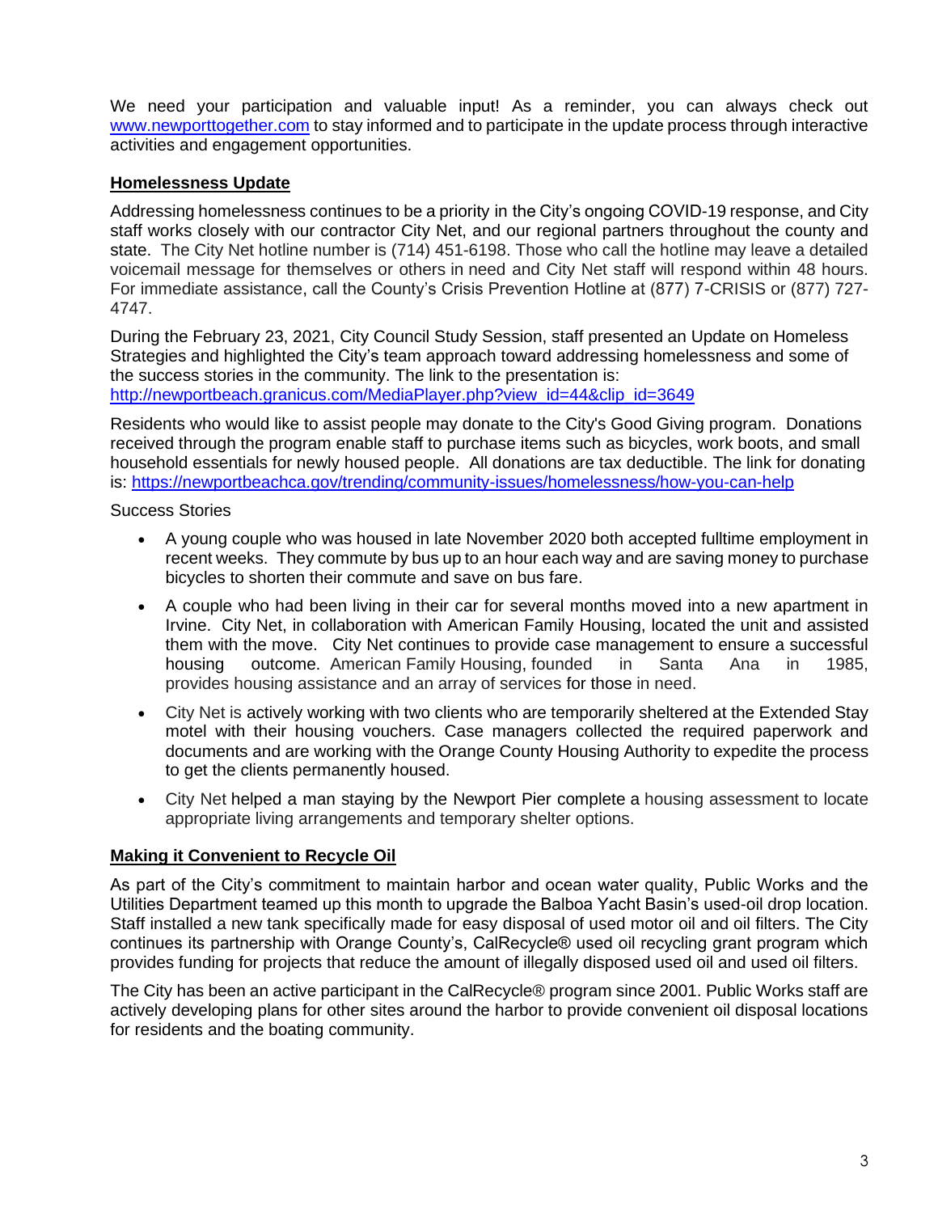We need your participation and valuable input! As a reminder, you can always check out [www.newporttogether.com](http://www.newporttogether.com) to stay informed and to participate in the update process through interactive activities and engagement opportunities.

## Homelessness Update

Addressing homelessness continues to be a priority in the City's ongoing COVID-19 response, and City staff works closely with our contractor City Net, and our regional partners throughout the county and state. The City Net hotline number is (714) 451-6198. Those who call the hotline may leave a detailed voicemail message for themselves or others in need and City Net staff will respond within 48 hours. For immediate assistance, call the County's Crisis Prevention Hotline at (877) 7-CRISIS or (877) 727-4747.

During the February 23, 2021, City Council Study Session, staff presented an Update on Homeless Strategies and highlighted the City's team approach toward addressing homelessness and some of the success stories in the community. The link to the presentation is: [http://newportbeach.granicus.com/MediaPlayer.php?view_id=44&clip_id=3649](http://newportbeach.granicus.com/MediaPlayer.php?view_id=44&clip_id=3649)

Residents who would like to assist people may donate to the City's Good Giving program. Donations received through the program enable staff to purchase items such as bicycles, work boots, and small household essentials for newly housed people. All donations are tax deductible. The link for donating is: [https://newportbeachca.gov/trending/community-issues/homelessness/how-you-can-help](https://newportbeachca.gov/trending/community-issues/homelessness/how-you-can-help)

Success Stories

- A young couple who was housed in late November 2020 both accepted fulltime employment in recent weeks. They commute by bus up to an hour each way and are saving money to purchase bicycles to shorten their commute and save on bus fare.
- A couple who had been living in their car for several months moved into a new apartment in Irvine. City Net, in collaboration with American Family Housing, located the unit and assisted them with the move. City Net continues to provide case management to ensure a successful housing outcome. American Family Housing, founded in Santa Ana in 1985, provides housing assistance and an array of services for those in need.
- City Net is actively working with two clients who are temporarily sheltered at the Extended Stay motel with their housing vouchers. Case managers collected the required paperwork and documents and are working with the Orange County Housing Authority to expedite the process to get the clients permanently housed.
- City Net helped a man staying by the Newport Pier complete a housing assessment to locate appropriate living arrangements and temporary shelter options.

## Making it Convenient to Recycle Oil

As part of the City's commitment to maintain harbor and ocean water quality, Public Works and the Utilities Department teamed up this month to upgrade the Balboa Yacht Basin's used-oil drop location. Staff installed a new tank specifically made for easy disposal of used motor oil and oil filters. The City continues its partnership with Orange County's, CalRecycle® used oil recycling grant program which provides funding for projects that reduce the amount of illegally disposed used oil and used oil filters.

The City has been an active participant in the CalRecycle® program since 2001. Public Works staff are actively developing plans for other sites around the harbor to provide convenient oil disposal locations for residents and the boating community.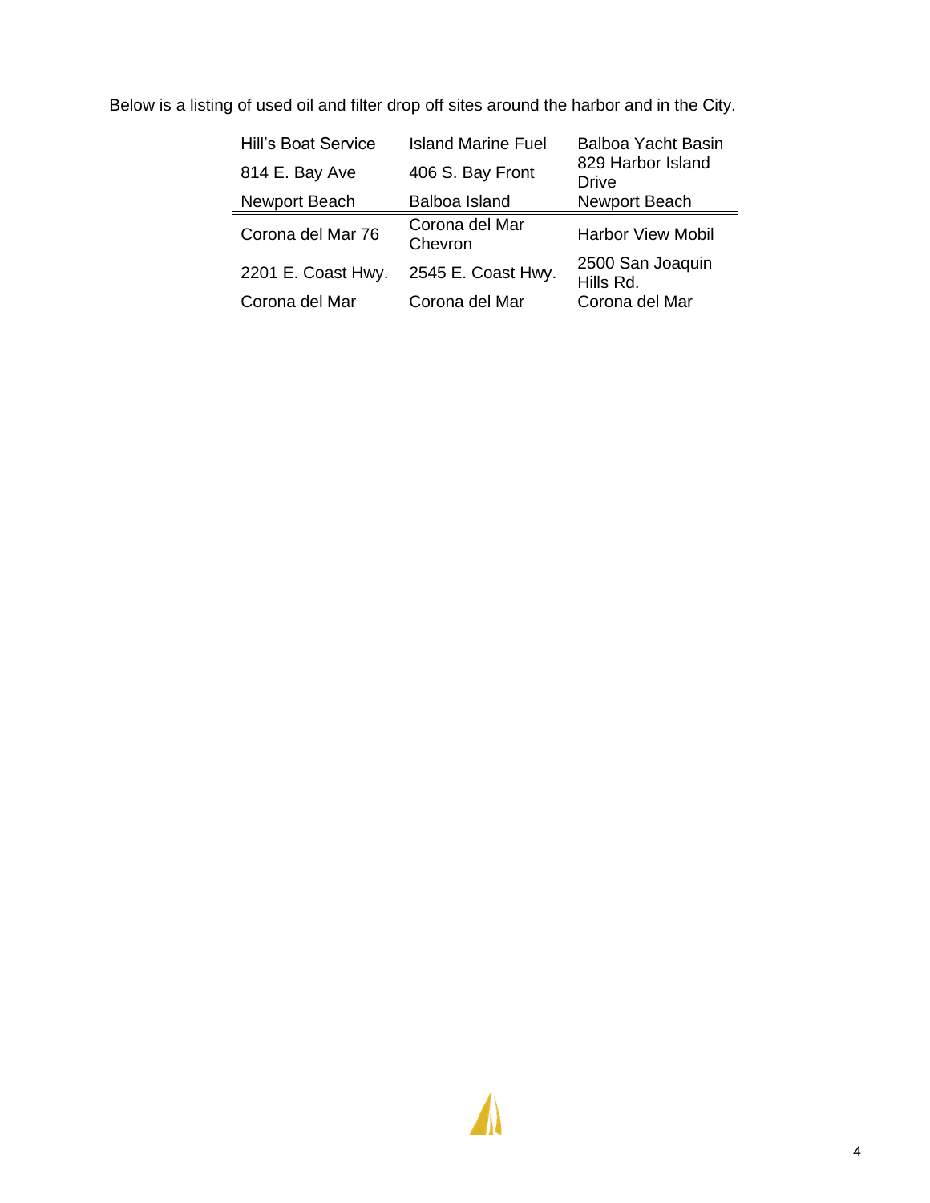Below is a listing of used oil and filter drop off sites around the harbor and in the City.

| | | |
|---|---|---|
| Hill's Boat Service<br>814 E. Bay Ave<br>Newport Beach | Island Marine Fuel<br>406 S. Bay Front<br>Balboa Island | Balboa Yacht Basin<br>829 Harbor Island Drive<br>Newport Beach |
| Corona del Mar 76<br>2201 E. Coast Hwy.<br>Corona del Mar | Corona del Mar Chevron<br>2545 E. Coast Hwy.<br>Corona del Mar | Harbor View Mobil<br>2500 San Joaquin Hills Rd.<br>Corona del Mar |